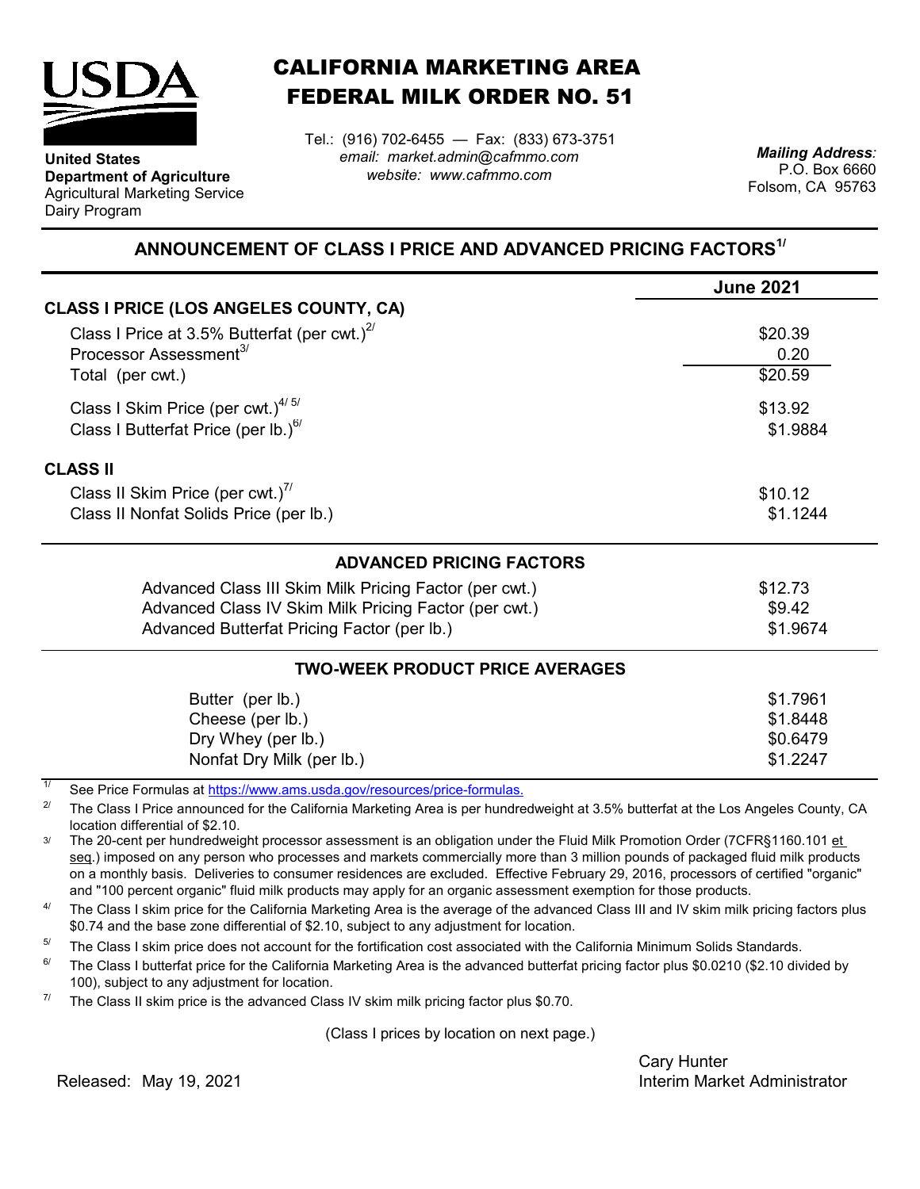**United States Department of Agriculture**
Agricultural Marketing Service
Dairy Program

# CALIFORNIA MARKETING AREA
# FEDERAL MILK ORDER NO. 51

Tel.: (916) 702-6455 — Fax: (833) 673-3751
*email: market.admin@cafmmo.com*
*website: www.cafmmo.com*

***Mailing Address:***
P.O. Box 6660
Folsom, CA 95763

## ANNOUNCEMENT OF CLASS I PRICE AND ADVANCED PRICING FACTORS[1/]

| | June 2021 |
|---|---|
| **CLASS I PRICE (LOS ANGELES COUNTY, CA)** | |
| Class I Price at 3.5% Butterfat (per cwt.)[2/] | \$20.39 |
| Processor Assessment[3/] | 0.20 |
| Total (per cwt.) | \$20.59 |
| Class I Skim Price (per cwt.)[4/ 5/] | \$13.92 |
| Class I Butterfat Price (per lb.)[6/] | \$1.9884 |
| **CLASS II** | |
| Class II Skim Price (per cwt.)[7/] | \$10.12 |
| Class II Nonfat Solids Price (per lb.) | \$1.1244 |

### ADVANCED PRICING FACTORS

| | |
|---|---|
| Advanced Class III Skim Milk Pricing Factor (per cwt.) | \$12.73 |
| Advanced Class IV Skim Milk Pricing Factor (per cwt.) | \$9.42 |
| Advanced Butterfat Pricing Factor (per lb.) | \$1.9674 |

### TWO-WEEK PRODUCT PRICE AVERAGES

| | |
|---|---|
| Butter (per lb.) | \$1.7961 |
| Cheese (per lb.) | \$1.8448 |
| Dry Whey (per lb.) | \$0.6479 |
| Nonfat Dry Milk (per lb.) | \$1.2247 |

[1/] See Price Formulas at https://www.ams.usda.gov/resources/price-formulas.

[2/] The Class I Price announced for the California Marketing Area is per hundredweight at 3.5% butterfat at the Los Angeles County, CA location differential of \$2.10.

[3/] The 20-cent per hundredweight processor assessment is an obligation under the Fluid Milk Promotion Order (7CFR§1160.101 et seq.) imposed on any person who processes and markets commercially more than 3 million pounds of packaged fluid milk products on a monthly basis. Deliveries to consumer residences are excluded. Effective February 29, 2016, processors of certified "organic" and "100 percent organic" fluid milk products may apply for an organic assessment exemption for those products.

[4/] The Class I skim price for the California Marketing Area is the average of the advanced Class III and IV skim milk pricing factors plus \$0.74 and the base zone differential of \$2.10, subject to any adjustment for location.

[5/] The Class I skim price does not account for the fortification cost associated with the California Minimum Solids Standards.

[6/] The Class I butterfat price for the California Marketing Area is the advanced butterfat pricing factor plus \$0.0210 (\$2.10 divided by 100), subject to any adjustment for location.

[7/] The Class II skim price is the advanced Class IV skim milk pricing factor plus \$0.70.

(Class I prices by location on next page.)

Released: May 19, 2021

Cary Hunter
Interim Market Administrator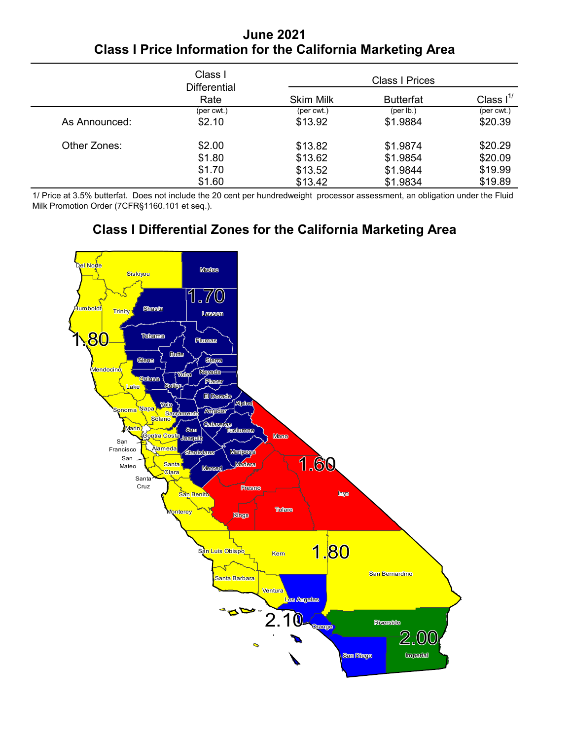# June 2021
# Class I Price Information for the California Marketing Area

| | Class I Differential Rate | Class I Prices | | |
|---|---|---|---|---|
| | | Skim Milk | Butterfat | Class I[1/] |
| | (per cwt.) | (per cwt.) | (per lb.) | (per cwt.) |
| As Announced: | $2.10 | $13.92 | $1.9884 | $20.39 |
| Other Zones: | $2.00 | $13.82 | $1.9874 | $20.29 |
| | $1.80 | $13.62 | $1.9854 | $20.09 |
| | $1.70 | $13.52 | $1.9844 | $19.99 |
| | $1.60 | $13.42 | $1.9834 | $19.89 |

1/ Price at 3.5% butterfat. Does not include the 20 cent per hundredweight processor assessment, an obligation under the Fluid Milk Promotion Order (7CFR§1160.101 et seq.).

## Class I Differential Zones for the California Marketing Area

Del Norte
Siskiyou
Modoc
1.70
Humboldt
Trinity
Shasta
Lassen
1.80
Tehama
Plumas
Butte
Glenn
Sierra
Mendocino
Nevada
Yuba
Colusa
Placer
Lake
Sutter
El Dorado
Yolo
Alpine
Sonoma
Napa
Sacramento
Amador
Solano
Calaveras
Marin
San Joaquin
Tuolumne
Mono
Contra Costa
San Francisco
Alameda
Stanislaus
Mariposa
San Mateo
Santa Clara
Madera
1.60
Merced
Santa Cruz
Fresno
San Benito
Inyo
Tulare
Monterey
Kings
San Luis Obispo
Kern
1.80
San Bernardino
Santa Barbara
Ventura
Los Angeles
2.10
Orange
Riverside
2.00
San Diego
Imperial